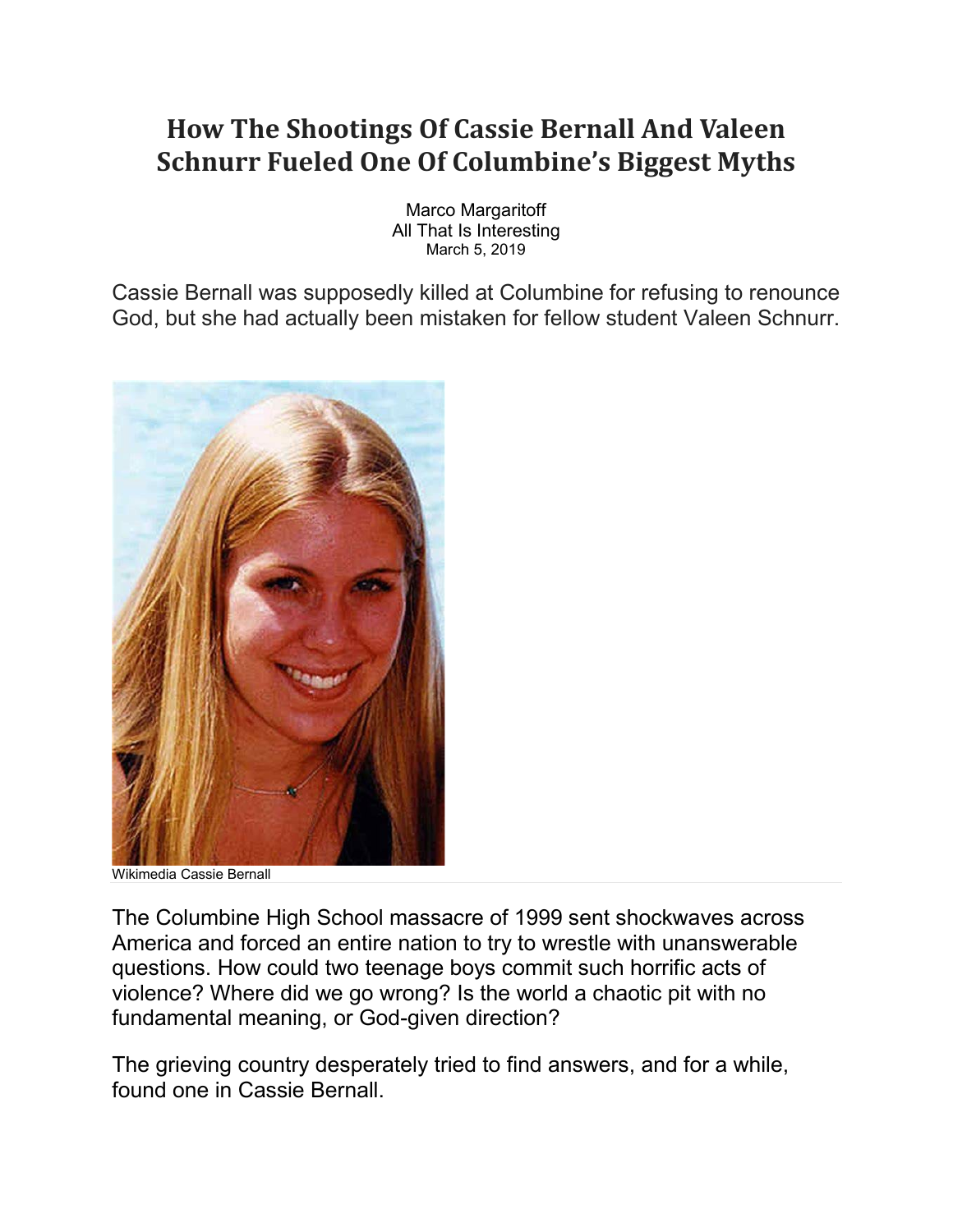# How The Shootings Of Cassie Bernall And Valeen Schnurr Fueled One Of Columbine's Biggest Myths

Marco Margaritoff
All That Is Interesting
March 5, 2019

Cassie Bernall was supposedly killed at Columbine for refusing to renounce God, but she had actually been mistaken for fellow student Valeen Schnurr.

Wikimedia Cassie Bernall

The Columbine High School massacre of 1999 sent shockwaves across America and forced an entire nation to try to wrestle with unanswerable questions. How could two teenage boys commit such horrific acts of violence? Where did we go wrong? Is the world a chaotic pit with no fundamental meaning, or God-given direction?

The grieving country desperately tried to find answers, and for a while, found one in Cassie Bernall.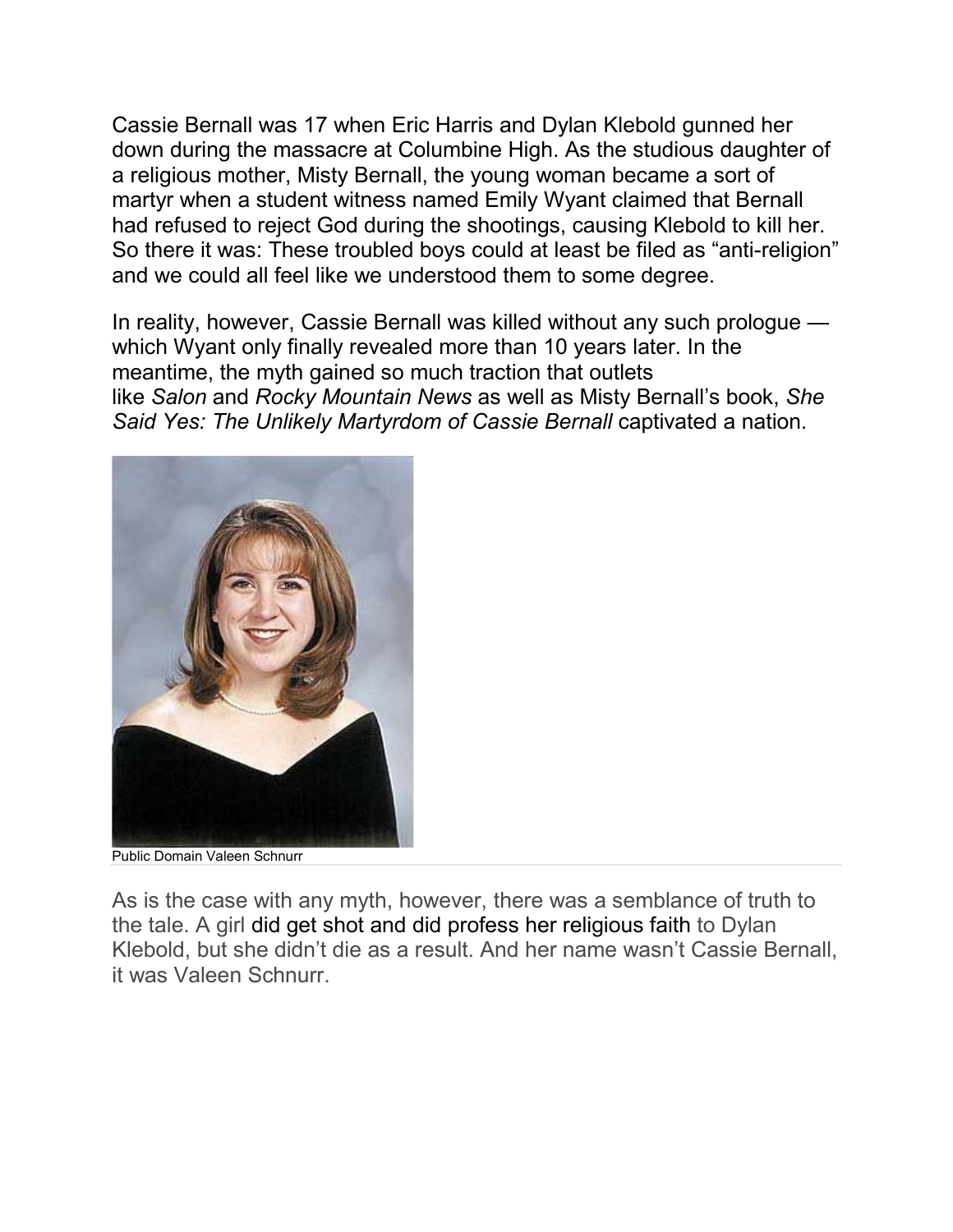Cassie Bernall was 17 when Eric Harris and Dylan Klebold gunned her down during the massacre at Columbine High. As the studious daughter of a religious mother, Misty Bernall, the young woman became a sort of martyr when a student witness named Emily Wyant claimed that Bernall had refused to reject God during the shootings, causing Klebold to kill her. So there it was: These troubled boys could at least be filed as "anti-religion" and we could all feel like we understood them to some degree.

In reality, however, Cassie Bernall was killed without any such prologue — which Wyant only finally revealed more than 10 years later. In the meantime, the myth gained so much traction that outlets like *Salon* and *Rocky Mountain News* as well as Misty Bernall's book, *She Said Yes: The Unlikely Martyrdom of Cassie Bernall* captivated a nation.

Public Domain Valeen Schnurr

As is the case with any myth, however, there was a semblance of truth to the tale. A girl did get shot and did profess her religious faith to Dylan Klebold, but she didn't die as a result. And her name wasn't Cassie Bernall, it was Valeen Schnurr.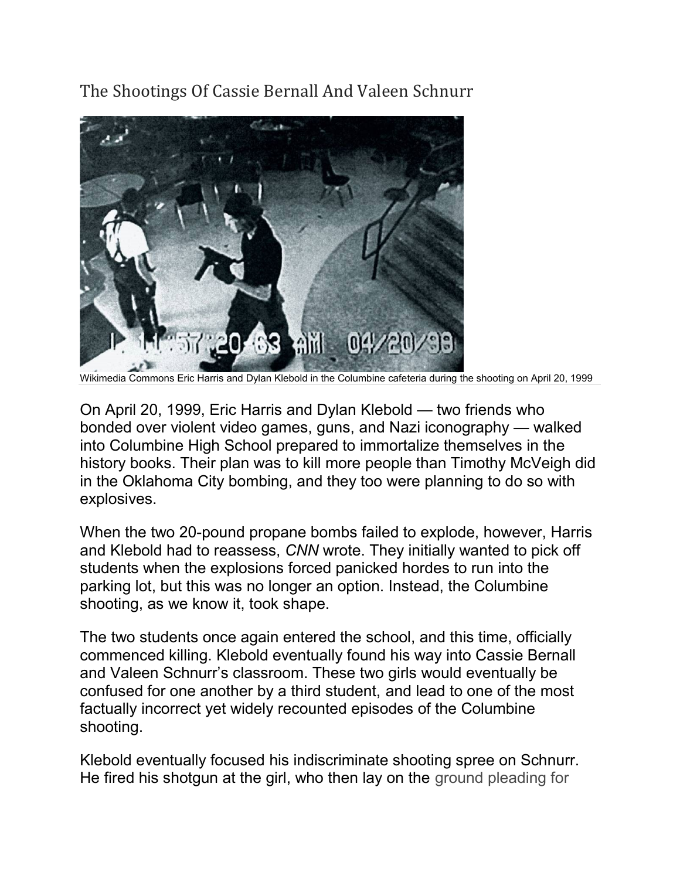# The Shootings Of Cassie Bernall And Valeen Schnurr

Wikimedia Commons Eric Harris and Dylan Klebold in the Columbine cafeteria during the shooting on April 20, 1999

On April 20, 1999, Eric Harris and Dylan Klebold — two friends who bonded over violent video games, guns, and Nazi iconography — walked into Columbine High School prepared to immortalize themselves in the history books. Their plan was to kill more people than Timothy McVeigh did in the Oklahoma City bombing, and they too were planning to do so with explosives.

When the two 20-pound propane bombs failed to explode, however, Harris and Klebold had to reassess, *CNN* wrote. They initially wanted to pick off students when the explosions forced panicked hordes to run into the parking lot, but this was no longer an option. Instead, the Columbine shooting, as we know it, took shape.

The two students once again entered the school, and this time, officially commenced killing. Klebold eventually found his way into Cassie Bernall and Valeen Schnurr's classroom. These two girls would eventually be confused for one another by a third student, and lead to one of the most factually incorrect yet widely recounted episodes of the Columbine shooting.

Klebold eventually focused his indiscriminate shooting spree on Schnurr. He fired his shotgun at the girl, who then lay on the ground pleading for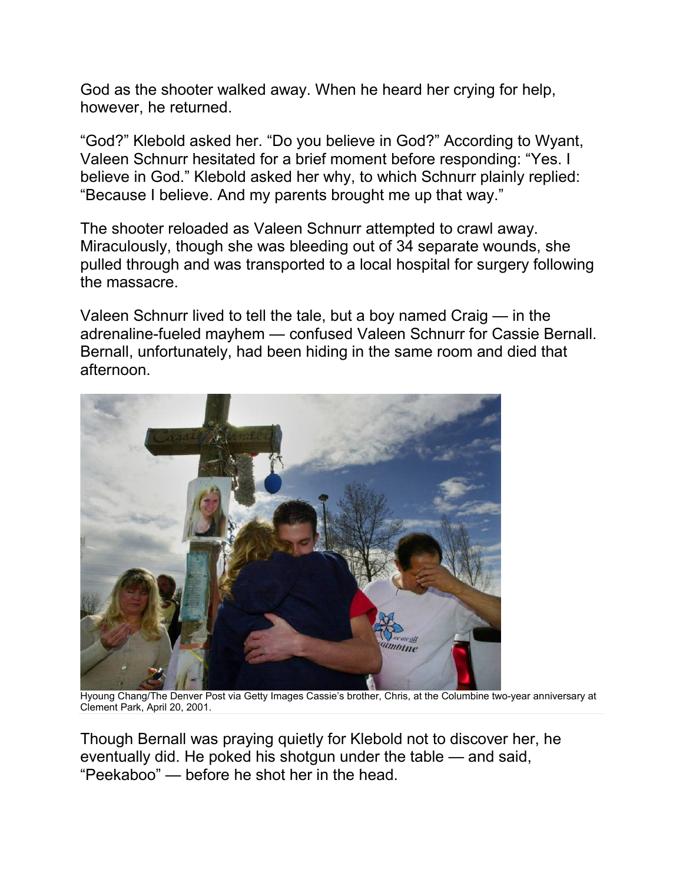God as the shooter walked away. When he heard her crying for help, however, he returned.

“God?” Klebold asked her. “Do you believe in God?” According to Wyant, Valeen Schnurr hesitated for a brief moment before responding: “Yes. I believe in God.” Klebold asked her why, to which Schnurr plainly replied: “Because I believe. And my parents brought me up that way.”

The shooter reloaded as Valeen Schnurr attempted to crawl away. Miraculously, though she was bleeding out of 34 separate wounds, she pulled through and was transported to a local hospital for surgery following the massacre.

Valeen Schnurr lived to tell the tale, but a boy named Craig — in the adrenaline-fueled mayhem — confused Valeen Schnurr for Cassie Bernall. Bernall, unfortunately, had been hiding in the same room and died that afternoon.

Hyoung Chang/The Denver Post via Getty Images Cassie’s brother, Chris, at the Columbine two-year anniversary at Clement Park, April 20, 2001.

Though Bernall was praying quietly for Klebold not to discover her, he eventually did. He poked his shotgun under the table — and said, “Peekaboo” — before he shot her in the head.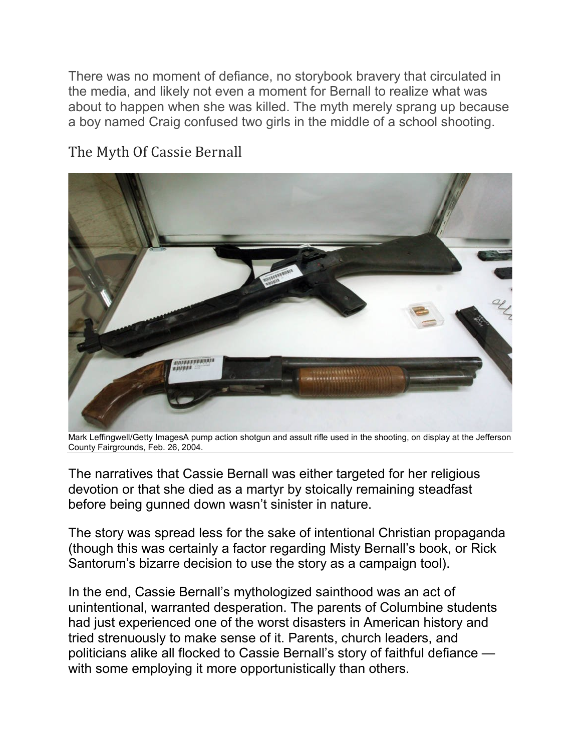There was no moment of defiance, no storybook bravery that circulated in the media, and likely not even a moment for Bernall to realize what was about to happen when she was killed. The myth merely sprang up because a boy named Craig confused two girls in the middle of a school shooting.

## The Myth Of Cassie Bernall

Mark Leffingwell/Getty ImagesA pump action shotgun and assult rifle used in the shooting, on display at the Jefferson County Fairgrounds, Feb. 26, 2004.

The narratives that Cassie Bernall was either targeted for her religious devotion or that she died as a martyr by stoically remaining steadfast before being gunned down wasn't sinister in nature.

The story was spread less for the sake of intentional Christian propaganda (though this was certainly a factor regarding Misty Bernall's book, or Rick Santorum's bizarre decision to use the story as a campaign tool).

In the end, Cassie Bernall's mythologized sainthood was an act of unintentional, warranted desperation. The parents of Columbine students had just experienced one of the worst disasters in American history and tried strenuously to make sense of it. Parents, church leaders, and politicians alike all flocked to Cassie Bernall's story of faithful defiance — with some employing it more opportunistically than others.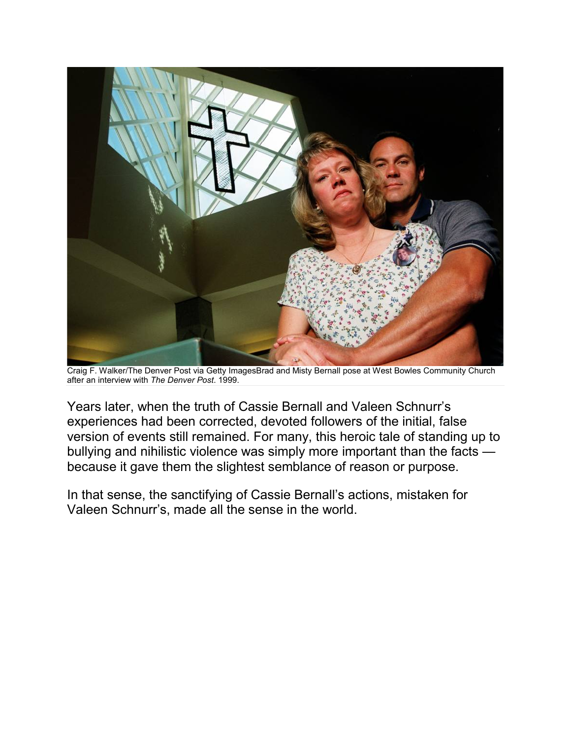Craig F. Walker/The Denver Post via Getty ImagesBrad and Misty Bernall pose at West Bowles Community Church after an interview with *The Denver Post*. 1999.

Years later, when the truth of Cassie Bernall and Valeen Schnurr's experiences had been corrected, devoted followers of the initial, false version of events still remained. For many, this heroic tale of standing up to bullying and nihilistic violence was simply more important than the facts — because it gave them the slightest semblance of reason or purpose.

In that sense, the sanctifying of Cassie Bernall's actions, mistaken for Valeen Schnurr's, made all the sense in the world.